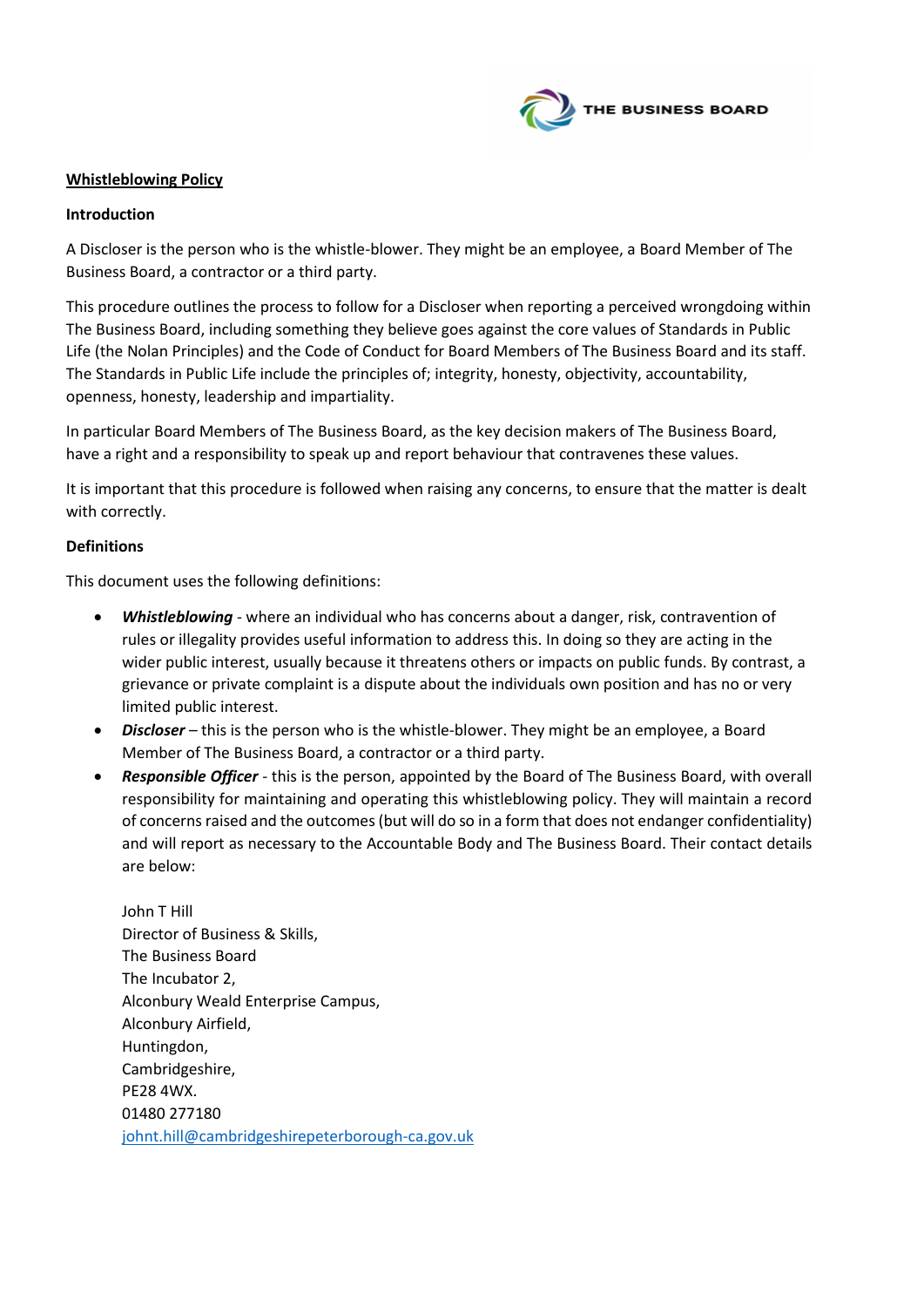# Whistleblowing Policy

## Introduction

A Discloser is the person who is the whistle-blower. They might be an employee, a Board Member of The Business Board, a contractor or a third party.

This procedure outlines the process to follow for a Discloser when reporting a perceived wrongdoing within The Business Board, including something they believe goes against the core values of Standards in Public Life (the Nolan Principles) and the Code of Conduct for Board Members of The Business Board and its staff. The Standards in Public Life include the principles of; integrity, honesty, objectivity, accountability, openness, honesty, leadership and impartiality.

In particular Board Members of The Business Board, as the key decision makers of The Business Board, have a right and a responsibility to speak up and report behaviour that contravenes these values.

It is important that this procedure is followed when raising any concerns, to ensure that the matter is dealt with correctly.

## Definitions

This document uses the following definitions:

- ***Whistleblowing*** - where an individual who has concerns about a danger, risk, contravention of rules or illegality provides useful information to address this. In doing so they are acting in the wider public interest, usually because it threatens others or impacts on public funds. By contrast, a grievance or private complaint is a dispute about the individuals own position and has no or very limited public interest.
- ***Discloser*** – this is the person who is the whistle-blower. They might be an employee, a Board Member of The Business Board, a contractor or a third party.
- ***Responsible Officer*** - this is the person, appointed by the Board of The Business Board, with overall responsibility for maintaining and operating this whistleblowing policy. They will maintain a record of concerns raised and the outcomes (but will do so in a form that does not endanger confidentiality) and will report as necessary to the Accountable Body and The Business Board. Their contact details are below:

  John T Hill
  Director of Business & Skills,
  The Business Board
  The Incubator 2,
  Alconbury Weald Enterprise Campus,
  Alconbury Airfield,
  Huntingdon,
  Cambridgeshire,
  PE28 4WX.
  01480 277180
  johnt.hill@cambridgeshirepeterborough-ca.gov.uk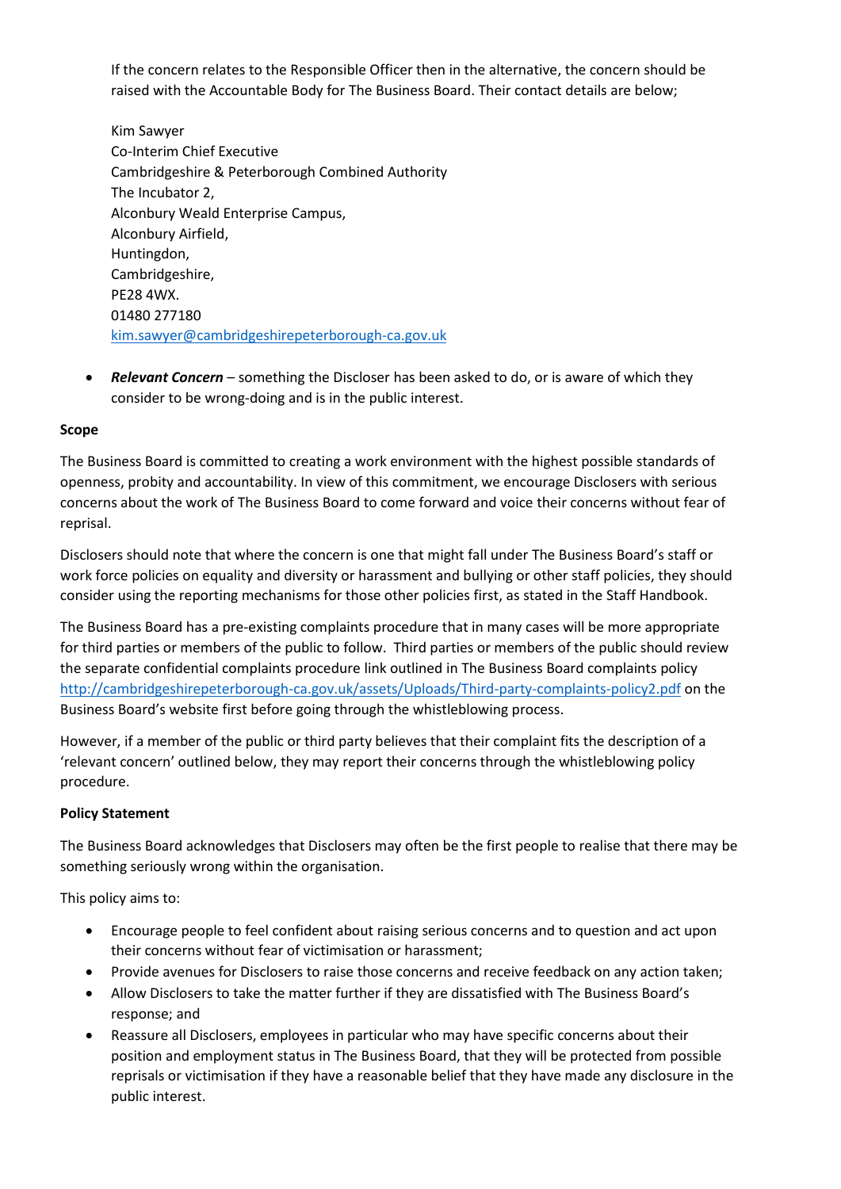If the concern relates to the Responsible Officer then in the alternative, the concern should be raised with the Accountable Body for The Business Board. Their contact details are below;

Kim Sawyer
Co-Interim Chief Executive
Cambridgeshire & Peterborough Combined Authority
The Incubator 2,
Alconbury Weald Enterprise Campus,
Alconbury Airfield,
Huntingdon,
Cambridgeshire,
PE28 4WX.
01480 277180
kim.sawyer@cambridgeshirepeterborough-ca.gov.uk

- ***Relevant Concern*** – something the Discloser has been asked to do, or is aware of which they consider to be wrong-doing and is in the public interest.

**Scope**

The Business Board is committed to creating a work environment with the highest possible standards of openness, probity and accountability. In view of this commitment, we encourage Disclosers with serious concerns about the work of The Business Board to come forward and voice their concerns without fear of reprisal.

Disclosers should note that where the concern is one that might fall under The Business Board's staff or work force policies on equality and diversity or harassment and bullying or other staff policies, they should consider using the reporting mechanisms for those other policies first, as stated in the Staff Handbook.

The Business Board has a pre-existing complaints procedure that in many cases will be more appropriate for third parties or members of the public to follow. Third parties or members of the public should review the separate confidential complaints procedure link outlined in The Business Board complaints policy http://cambridgeshirepeterborough-ca.gov.uk/assets/Uploads/Third-party-complaints-policy2.pdf on the Business Board's website first before going through the whistleblowing process.

However, if a member of the public or third party believes that their complaint fits the description of a 'relevant concern' outlined below, they may report their concerns through the whistleblowing policy procedure.

**Policy Statement**

The Business Board acknowledges that Disclosers may often be the first people to realise that there may be something seriously wrong within the organisation.

This policy aims to:

- Encourage people to feel confident about raising serious concerns and to question and act upon their concerns without fear of victimisation or harassment;
- Provide avenues for Disclosers to raise those concerns and receive feedback on any action taken;
- Allow Disclosers to take the matter further if they are dissatisfied with The Business Board's response; and
- Reassure all Disclosers, employees in particular who may have specific concerns about their position and employment status in The Business Board, that they will be protected from possible reprisals or victimisation if they have a reasonable belief that they have made any disclosure in the public interest.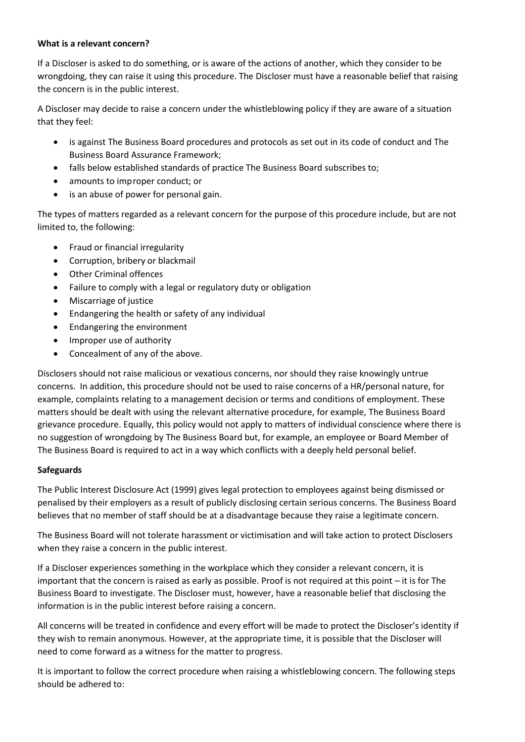**What is a relevant concern?**

If a Discloser is asked to do something, or is aware of the actions of another, which they consider to be wrongdoing, they can raise it using this procedure. The Discloser must have a reasonable belief that raising the concern is in the public interest.

A Discloser may decide to raise a concern under the whistleblowing policy if they are aware of a situation that they feel:

- is against The Business Board procedures and protocols as set out in its code of conduct and The Business Board Assurance Framework;
- falls below established standards of practice The Business Board subscribes to;
- amounts to improper conduct; or
- is an abuse of power for personal gain.

The types of matters regarded as a relevant concern for the purpose of this procedure include, but are not limited to, the following:

- Fraud or financial irregularity
- Corruption, bribery or blackmail
- Other Criminal offences
- Failure to comply with a legal or regulatory duty or obligation
- Miscarriage of justice
- Endangering the health or safety of any individual
- Endangering the environment
- Improper use of authority
- Concealment of any of the above.

Disclosers should not raise malicious or vexatious concerns, nor should they raise knowingly untrue concerns. In addition, this procedure should not be used to raise concerns of a HR/personal nature, for example, complaints relating to a management decision or terms and conditions of employment. These matters should be dealt with using the relevant alternative procedure, for example, The Business Board grievance procedure. Equally, this policy would not apply to matters of individual conscience where there is no suggestion of wrongdoing by The Business Board but, for example, an employee or Board Member of The Business Board is required to act in a way which conflicts with a deeply held personal belief.

**Safeguards**

The Public Interest Disclosure Act (1999) gives legal protection to employees against being dismissed or penalised by their employers as a result of publicly disclosing certain serious concerns. The Business Board believes that no member of staff should be at a disadvantage because they raise a legitimate concern.

The Business Board will not tolerate harassment or victimisation and will take action to protect Disclosers when they raise a concern in the public interest.

If a Discloser experiences something in the workplace which they consider a relevant concern, it is important that the concern is raised as early as possible. Proof is not required at this point – it is for The Business Board to investigate. The Discloser must, however, have a reasonable belief that disclosing the information is in the public interest before raising a concern.

All concerns will be treated in confidence and every effort will be made to protect the Discloser's identity if they wish to remain anonymous. However, at the appropriate time, it is possible that the Discloser will need to come forward as a witness for the matter to progress.

It is important to follow the correct procedure when raising a whistleblowing concern. The following steps should be adhered to: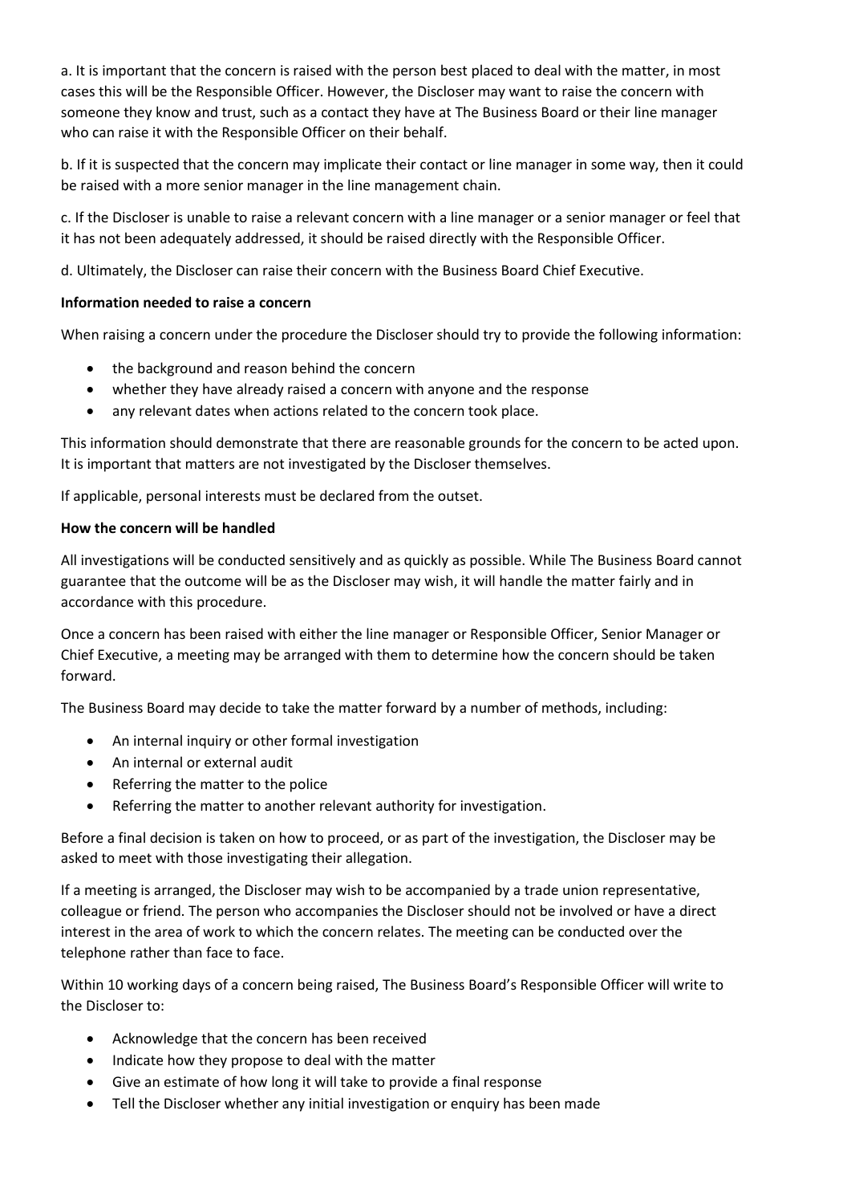a. It is important that the concern is raised with the person best placed to deal with the matter, in most cases this will be the Responsible Officer. However, the Discloser may want to raise the concern with someone they know and trust, such as a contact they have at The Business Board or their line manager who can raise it with the Responsible Officer on their behalf.

b. If it is suspected that the concern may implicate their contact or line manager in some way, then it could be raised with a more senior manager in the line management chain.

c. If the Discloser is unable to raise a relevant concern with a line manager or a senior manager or feel that it has not been adequately addressed, it should be raised directly with the Responsible Officer.

d. Ultimately, the Discloser can raise their concern with the Business Board Chief Executive.

**Information needed to raise a concern**

When raising a concern under the procedure the Discloser should try to provide the following information:

- the background and reason behind the concern
- whether they have already raised a concern with anyone and the response
- any relevant dates when actions related to the concern took place.

This information should demonstrate that there are reasonable grounds for the concern to be acted upon. It is important that matters are not investigated by the Discloser themselves.

If applicable, personal interests must be declared from the outset.

**How the concern will be handled**

All investigations will be conducted sensitively and as quickly as possible. While The Business Board cannot guarantee that the outcome will be as the Discloser may wish, it will handle the matter fairly and in accordance with this procedure.

Once a concern has been raised with either the line manager or Responsible Officer, Senior Manager or Chief Executive, a meeting may be arranged with them to determine how the concern should be taken forward.

The Business Board may decide to take the matter forward by a number of methods, including:

- An internal inquiry or other formal investigation
- An internal or external audit
- Referring the matter to the police
- Referring the matter to another relevant authority for investigation.

Before a final decision is taken on how to proceed, or as part of the investigation, the Discloser may be asked to meet with those investigating their allegation.

If a meeting is arranged, the Discloser may wish to be accompanied by a trade union representative, colleague or friend. The person who accompanies the Discloser should not be involved or have a direct interest in the area of work to which the concern relates. The meeting can be conducted over the telephone rather than face to face.

Within 10 working days of a concern being raised, The Business Board's Responsible Officer will write to the Discloser to:

- Acknowledge that the concern has been received
- Indicate how they propose to deal with the matter
- Give an estimate of how long it will take to provide a final response
- Tell the Discloser whether any initial investigation or enquiry has been made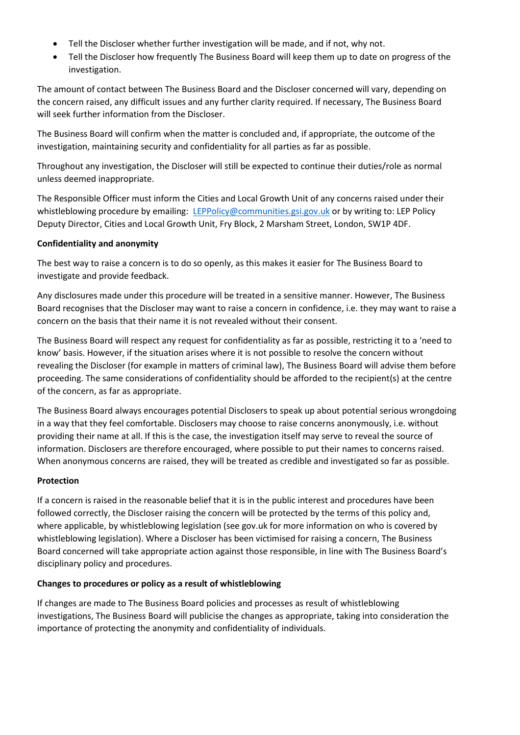- Tell the Discloser whether further investigation will be made, and if not, why not.
- Tell the Discloser how frequently The Business Board will keep them up to date on progress of the investigation.

The amount of contact between The Business Board and the Discloser concerned will vary, depending on the concern raised, any difficult issues and any further clarity required. If necessary, The Business Board will seek further information from the Discloser.

The Business Board will confirm when the matter is concluded and, if appropriate, the outcome of the investigation, maintaining security and confidentiality for all parties as far as possible.

Throughout any investigation, the Discloser will still be expected to continue their duties/role as normal unless deemed inappropriate.

The Responsible Officer must inform the Cities and Local Growth Unit of any concerns raised under their whistleblowing procedure by emailing: LEPPolicy@communities.gsi.gov.uk or by writing to: LEP Policy Deputy Director, Cities and Local Growth Unit, Fry Block, 2 Marsham Street, London, SW1P 4DF.

**Confidentiality and anonymity**

The best way to raise a concern is to do so openly, as this makes it easier for The Business Board to investigate and provide feedback.

Any disclosures made under this procedure will be treated in a sensitive manner. However, The Business Board recognises that the Discloser may want to raise a concern in confidence, i.e. they may want to raise a concern on the basis that their name it is not revealed without their consent.

The Business Board will respect any request for confidentiality as far as possible, restricting it to a 'need to know' basis. However, if the situation arises where it is not possible to resolve the concern without revealing the Discloser (for example in matters of criminal law), The Business Board will advise them before proceeding. The same considerations of confidentiality should be afforded to the recipient(s) at the centre of the concern, as far as appropriate.

The Business Board always encourages potential Disclosers to speak up about potential serious wrongdoing in a way that they feel comfortable. Disclosers may choose to raise concerns anonymously, i.e. without providing their name at all. If this is the case, the investigation itself may serve to reveal the source of information. Disclosers are therefore encouraged, where possible to put their names to concerns raised. When anonymous concerns are raised, they will be treated as credible and investigated so far as possible.

**Protection**

If a concern is raised in the reasonable belief that it is in the public interest and procedures have been followed correctly, the Discloser raising the concern will be protected by the terms of this policy and, where applicable, by whistleblowing legislation (see gov.uk for more information on who is covered by whistleblowing legislation). Where a Discloser has been victimised for raising a concern, The Business Board concerned will take appropriate action against those responsible, in line with The Business Board's disciplinary policy and procedures.

**Changes to procedures or policy as a result of whistleblowing**

If changes are made to The Business Board policies and processes as result of whistleblowing investigations, The Business Board will publicise the changes as appropriate, taking into consideration the importance of protecting the anonymity and confidentiality of individuals.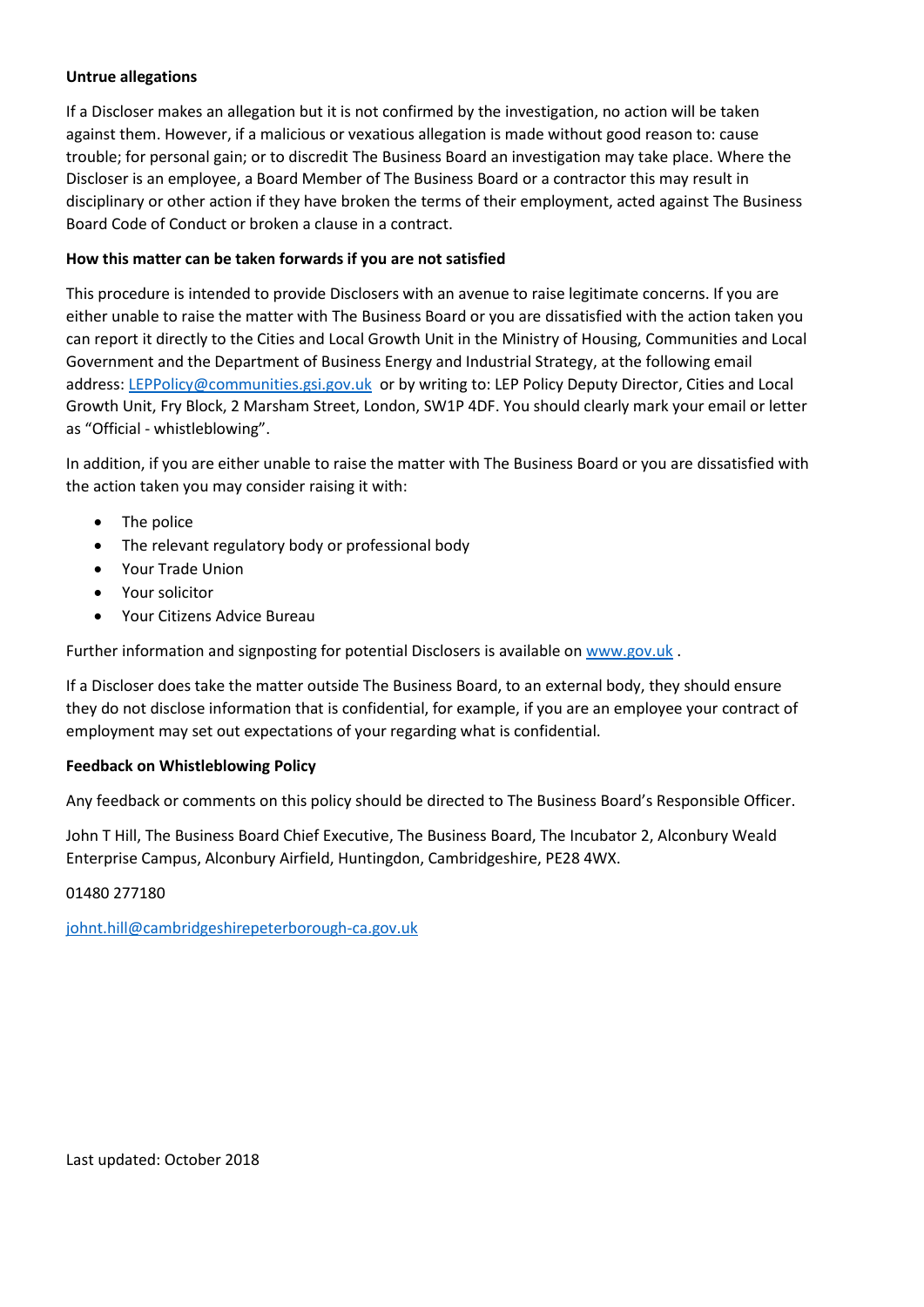**Untrue allegations**

If a Discloser makes an allegation but it is not confirmed by the investigation, no action will be taken against them. However, if a malicious or vexatious allegation is made without good reason to: cause trouble; for personal gain; or to discredit The Business Board an investigation may take place. Where the Discloser is an employee, a Board Member of The Business Board or a contractor this may result in disciplinary or other action if they have broken the terms of their employment, acted against The Business Board Code of Conduct or broken a clause in a contract.

**How this matter can be taken forwards if you are not satisfied**

This procedure is intended to provide Disclosers with an avenue to raise legitimate concerns. If you are either unable to raise the matter with The Business Board or you are dissatisfied with the action taken you can report it directly to the Cities and Local Growth Unit in the Ministry of Housing, Communities and Local Government and the Department of Business Energy and Industrial Strategy, at the following email address: LEPPolicy@communities.gsi.gov.uk or by writing to: LEP Policy Deputy Director, Cities and Local Growth Unit, Fry Block, 2 Marsham Street, London, SW1P 4DF. You should clearly mark your email or letter as "Official - whistleblowing".

In addition, if you are either unable to raise the matter with The Business Board or you are dissatisfied with the action taken you may consider raising it with:

- The police
- The relevant regulatory body or professional body
- Your Trade Union
- Your solicitor
- Your Citizens Advice Bureau

Further information and signposting for potential Disclosers is available on www.gov.uk .

If a Discloser does take the matter outside The Business Board, to an external body, they should ensure they do not disclose information that is confidential, for example, if you are an employee your contract of employment may set out expectations of your regarding what is confidential.

**Feedback on Whistleblowing Policy**

Any feedback or comments on this policy should be directed to The Business Board's Responsible Officer.

John T Hill, The Business Board Chief Executive, The Business Board, The Incubator 2, Alconbury Weald Enterprise Campus, Alconbury Airfield, Huntingdon, Cambridgeshire, PE28 4WX.

01480 277180

johnt.hill@cambridgeshirepeterborough-ca.gov.uk

Last updated: October 2018